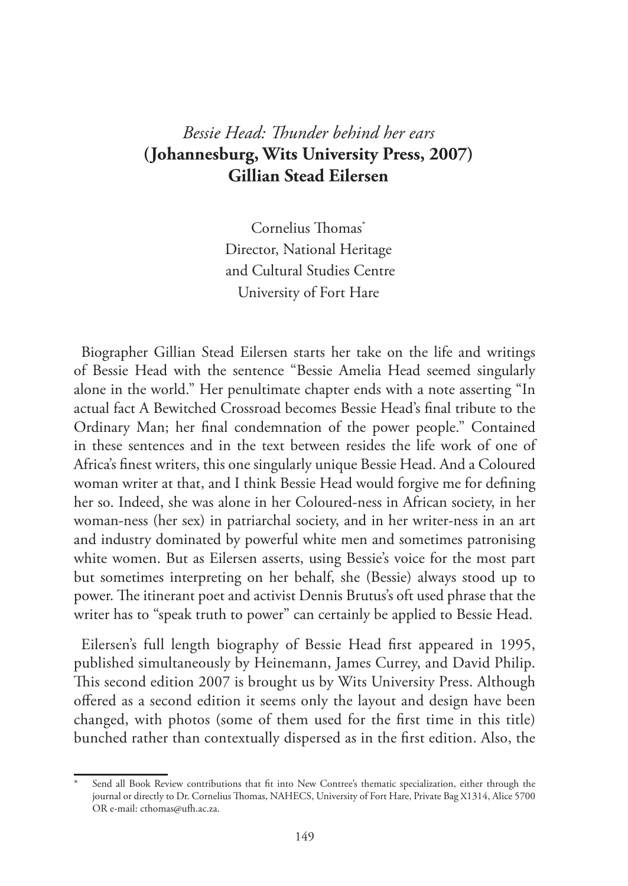# *Bessie Head: Thunder behind her ears* **(Johannesburg, Wits University Press, 2007) Gillian Stead Eilersen**

Cornelius Thomas*
Director, National Heritage
and Cultural Studies Centre
University of Fort Hare

Biographer Gillian Stead Eilersen starts her take on the life and writings of Bessie Head with the sentence "Bessie Amelia Head seemed singularly alone in the world." Her penultimate chapter ends with a note asserting "In actual fact A Bewitched Crossroad becomes Bessie Head's final tribute to the Ordinary Man; her final condemnation of the power people." Contained in these sentences and in the text between resides the life work of one of Africa's finest writers, this one singularly unique Bessie Head. And a Coloured woman writer at that, and I think Bessie Head would forgive me for defining her so. Indeed, she was alone in her Coloured-ness in African society, in her woman-ness (her sex) in patriarchal society, and in her writer-ness in an art and industry dominated by powerful white men and sometimes patronising white women. But as Eilersen asserts, using Bessie's voice for the most part but sometimes interpreting on her behalf, she (Bessie) always stood up to power. The itinerant poet and activist Dennis Brutus's oft used phrase that the writer has to "speak truth to power" can certainly be applied to Bessie Head.

Eilersen's full length biography of Bessie Head first appeared in 1995, published simultaneously by Heinemann, James Currey, and David Philip. This second edition 2007 is brought us by Wits University Press. Although offered as a second edition it seems only the layout and design have been changed, with photos (some of them used for the first time in this title) bunched rather than contextually dispersed as in the first edition. Also, the

---

\* Send all Book Review contributions that fit into New Contree's thematic specialization, either through the journal or directly to Dr. Cornelius Thomas, NAHECS, University of Fort Hare, Private Bag X1314, Alice 5700 OR e-mail: cthomas@ufh.ac.za.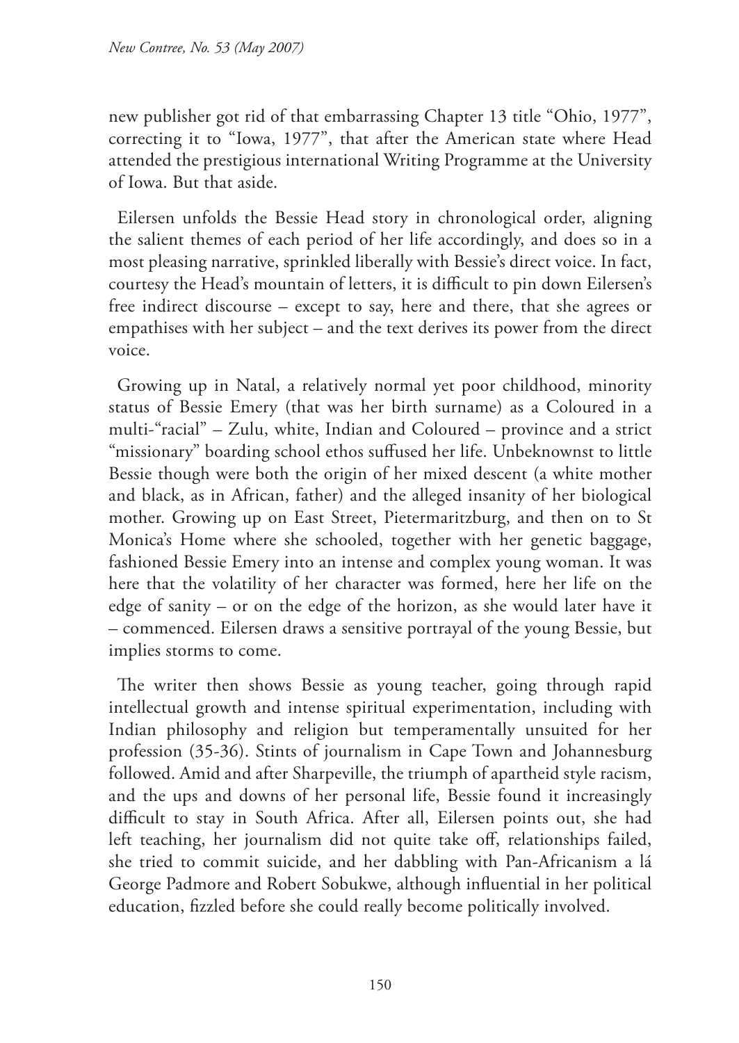new publisher got rid of that embarrassing Chapter 13 title "Ohio, 1977", correcting it to "Iowa, 1977", that after the American state where Head attended the prestigious international Writing Programme at the University of Iowa. But that aside.

Eilersen unfolds the Bessie Head story in chronological order, aligning the salient themes of each period of her life accordingly, and does so in a most pleasing narrative, sprinkled liberally with Bessie's direct voice. In fact, courtesy the Head's mountain of letters, it is difficult to pin down Eilersen's free indirect discourse – except to say, here and there, that she agrees or empathises with her subject – and the text derives its power from the direct voice.

Growing up in Natal, a relatively normal yet poor childhood, minority status of Bessie Emery (that was her birth surname) as a Coloured in a multi-"racial" – Zulu, white, Indian and Coloured – province and a strict "missionary" boarding school ethos suffused her life. Unbeknownst to little Bessie though were both the origin of her mixed descent (a white mother and black, as in African, father) and the alleged insanity of her biological mother. Growing up on East Street, Pietermaritzburg, and then on to St Monica's Home where she schooled, together with her genetic baggage, fashioned Bessie Emery into an intense and complex young woman. It was here that the volatility of her character was formed, here her life on the edge of sanity – or on the edge of the horizon, as she would later have it – commenced. Eilersen draws a sensitive portrayal of the young Bessie, but implies storms to come.

The writer then shows Bessie as young teacher, going through rapid intellectual growth and intense spiritual experimentation, including with Indian philosophy and religion but temperamentally unsuited for her profession (35-36). Stints of journalism in Cape Town and Johannesburg followed. Amid and after Sharpeville, the triumph of apartheid style racism, and the ups and downs of her personal life, Bessie found it increasingly difficult to stay in South Africa. After all, Eilersen points out, she had left teaching, her journalism did not quite take off, relationships failed, she tried to commit suicide, and her dabbling with Pan-Africanism a lá George Padmore and Robert Sobukwe, although influential in her political education, fizzled before she could really become politically involved.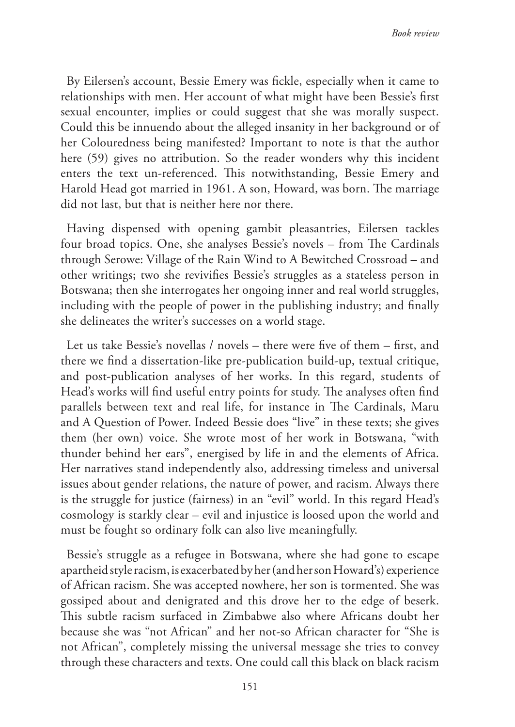By Eilersen's account, Bessie Emery was fickle, especially when it came to relationships with men. Her account of what might have been Bessie's first sexual encounter, implies or could suggest that she was morally suspect. Could this be innuendo about the alleged insanity in her background or of her Colouredness being manifested? Important to note is that the author here (59) gives no attribution. So the reader wonders why this incident enters the text un-referenced. This notwithstanding, Bessie Emery and Harold Head got married in 1961. A son, Howard, was born. The marriage did not last, but that is neither here nor there.

Having dispensed with opening gambit pleasantries, Eilersen tackles four broad topics. One, she analyses Bessie's novels – from The Cardinals through Serowe: Village of the Rain Wind to A Bewitched Crossroad – and other writings; two she revivifies Bessie's struggles as a stateless person in Botswana; then she interrogates her ongoing inner and real world struggles, including with the people of power in the publishing industry; and finally she delineates the writer's successes on a world stage.

Let us take Bessie's novellas / novels – there were five of them – first, and there we find a dissertation-like pre-publication build-up, textual critique, and post-publication analyses of her works. In this regard, students of Head's works will find useful entry points for study. The analyses often find parallels between text and real life, for instance in The Cardinals, Maru and A Question of Power. Indeed Bessie does "live" in these texts; she gives them (her own) voice. She wrote most of her work in Botswana, "with thunder behind her ears", energised by life in and the elements of Africa. Her narratives stand independently also, addressing timeless and universal issues about gender relations, the nature of power, and racism. Always there is the struggle for justice (fairness) in an "evil" world. In this regard Head's cosmology is starkly clear – evil and injustice is loosed upon the world and must be fought so ordinary folk can also live meaningfully.

Bessie's struggle as a refugee in Botswana, where she had gone to escape apartheid style racism, is exacerbated by her (and her son Howard's) experience of African racism. She was accepted nowhere, her son is tormented. She was gossiped about and denigrated and this drove her to the edge of beserk. This subtle racism surfaced in Zimbabwe also where Africans doubt her because she was "not African" and her not-so African character for "She is not African", completely missing the universal message she tries to convey through these characters and texts. One could call this black on black racism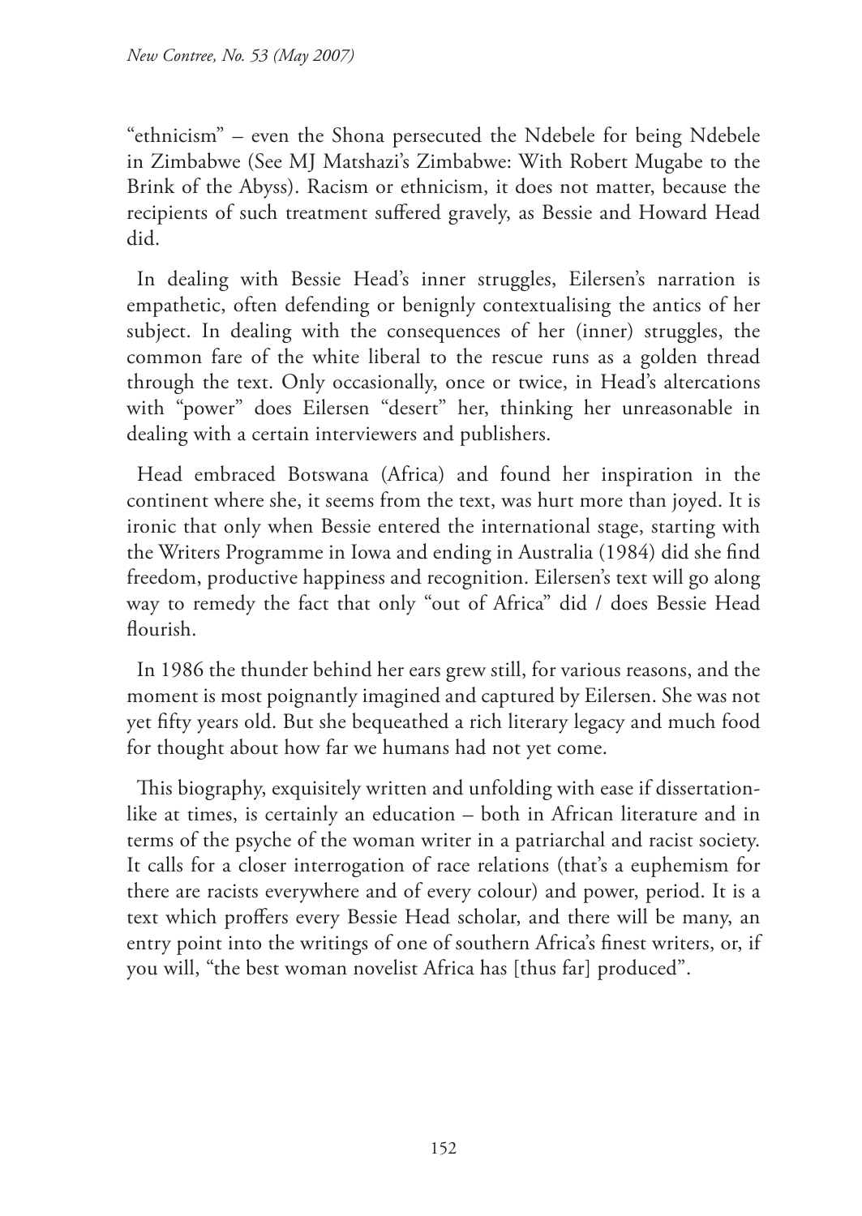"ethnicism" – even the Shona persecuted the Ndebele for being Ndebele in Zimbabwe (See MJ Matshazi's Zimbabwe: With Robert Mugabe to the Brink of the Abyss). Racism or ethnicism, it does not matter, because the recipients of such treatment suffered gravely, as Bessie and Howard Head did.

In dealing with Bessie Head's inner struggles, Eilersen's narration is empathetic, often defending or benignly contextualising the antics of her subject. In dealing with the consequences of her (inner) struggles, the common fare of the white liberal to the rescue runs as a golden thread through the text. Only occasionally, once or twice, in Head's altercations with "power" does Eilersen "desert" her, thinking her unreasonable in dealing with a certain interviewers and publishers.

Head embraced Botswana (Africa) and found her inspiration in the continent where she, it seems from the text, was hurt more than joyed. It is ironic that only when Bessie entered the international stage, starting with the Writers Programme in Iowa and ending in Australia (1984) did she find freedom, productive happiness and recognition. Eilersen's text will go along way to remedy the fact that only "out of Africa" did / does Bessie Head flourish.

In 1986 the thunder behind her ears grew still, for various reasons, and the moment is most poignantly imagined and captured by Eilersen. She was not yet fifty years old. But she bequeathed a rich literary legacy and much food for thought about how far we humans had not yet come.

This biography, exquisitely written and unfolding with ease if dissertation-like at times, is certainly an education – both in African literature and in terms of the psyche of the woman writer in a patriarchal and racist society. It calls for a closer interrogation of race relations (that's a euphemism for there are racists everywhere and of every colour) and power, period. It is a text which proffers every Bessie Head scholar, and there will be many, an entry point into the writings of one of southern Africa's finest writers, or, if you will, "the best woman novelist Africa has [thus far] produced".